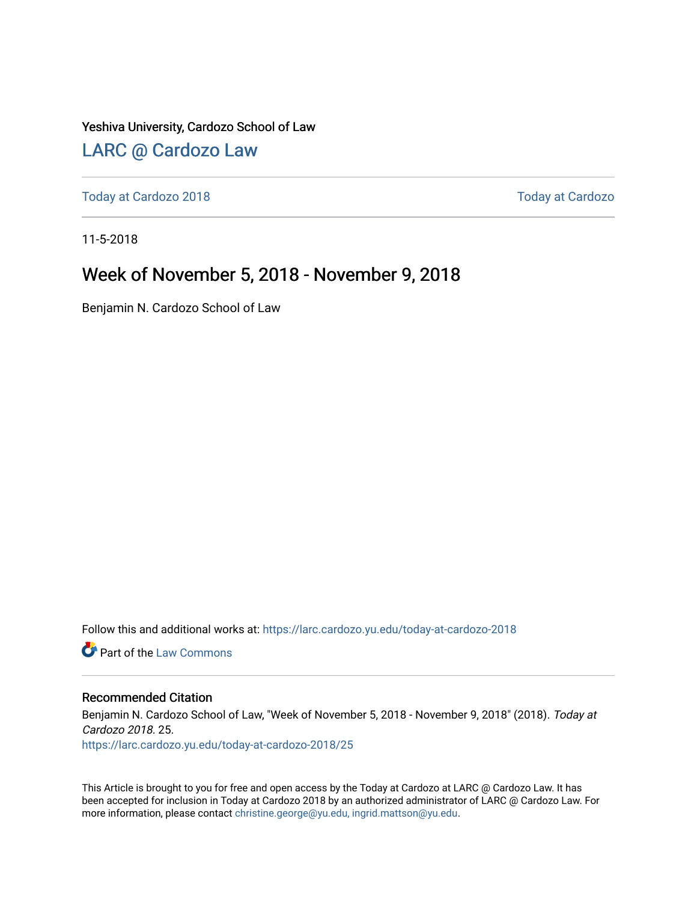Yeshiva University, Cardozo School of Law

## LARC @ Cardozo Law

Today at Cardozo 2018 | Today at Cardozo

11-5-2018

# Week of November 5, 2018 - November 9, 2018

Benjamin N. Cardozo School of Law

Follow this and additional works at: https://larc.cardozo.yu.edu/today-at-cardozo-2018

Part of the Law Commons

### Recommended Citation

Benjamin N. Cardozo School of Law, "Week of November 5, 2018 - November 9, 2018" (2018). *Today at Cardozo 2018*. 25.
https://larc.cardozo.yu.edu/today-at-cardozo-2018/25

This Article is brought to you for free and open access by the Today at Cardozo at LARC @ Cardozo Law. It has been accepted for inclusion in Today at Cardozo 2018 by an authorized administrator of LARC @ Cardozo Law. For more information, please contact christine.george@yu.edu, ingrid.mattson@yu.edu.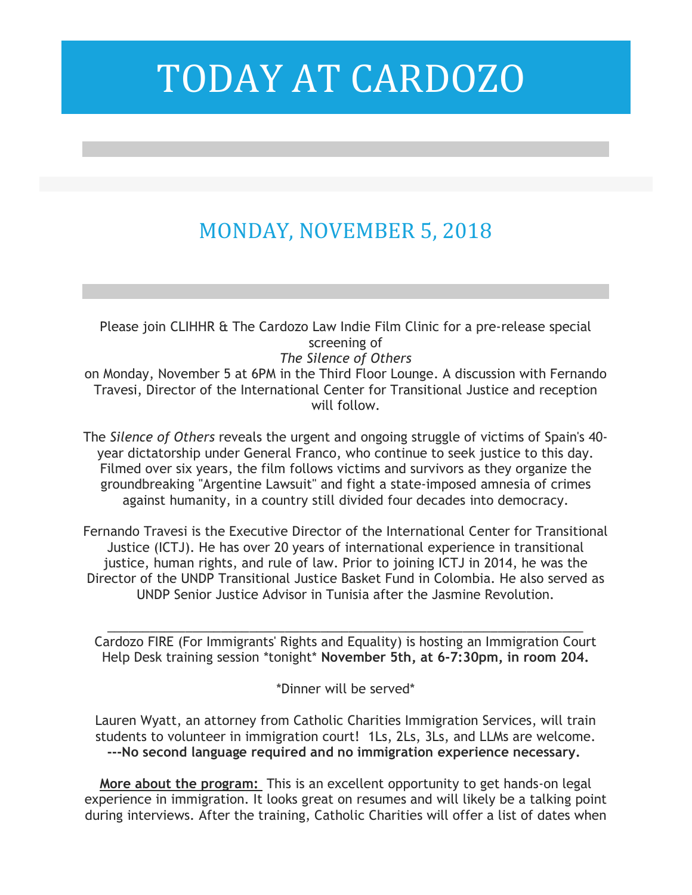# TODAY AT CARDOZO

## MONDAY, NOVEMBER 5, 2018

Please join CLIHHR & The Cardozo Law Indie Film Clinic for a pre-release special screening of
*The Silence of Others*
on Monday, November 5 at 6PM in the Third Floor Lounge. A discussion with Fernando Travesi, Director of the International Center for Transitional Justice and reception will follow.

The *Silence of Others* reveals the urgent and ongoing struggle of victims of Spain's 40-year dictatorship under General Franco, who continue to seek justice to this day. Filmed over six years, the film follows victims and survivors as they organize the groundbreaking "Argentine Lawsuit" and fight a state-imposed amnesia of crimes against humanity, in a country still divided four decades into democracy.

Fernando Travesi is the Executive Director of the International Center for Transitional Justice (ICTJ). He has over 20 years of international experience in transitional justice, human rights, and rule of law. Prior to joining ICTJ in 2014, he was the Director of the UNDP Transitional Justice Basket Fund in Colombia. He also served as UNDP Senior Justice Advisor in Tunisia after the Jasmine Revolution.

---

Cardozo FIRE (For Immigrants' Rights and Equality) is hosting an Immigration Court Help Desk training session *tonight* **November 5th, at 6-7:30pm, in room 204.**

*Dinner will be served*

Lauren Wyatt, an attorney from Catholic Charities Immigration Services, will train students to volunteer in immigration court! 1Ls, 2Ls, 3Ls, and LLMs are welcome.
**---No second language required and no immigration experience necessary.**

**More about the program:** This is an excellent opportunity to get hands-on legal experience in immigration. It looks great on resumes and will likely be a talking point during interviews. After the training, Catholic Charities will offer a list of dates when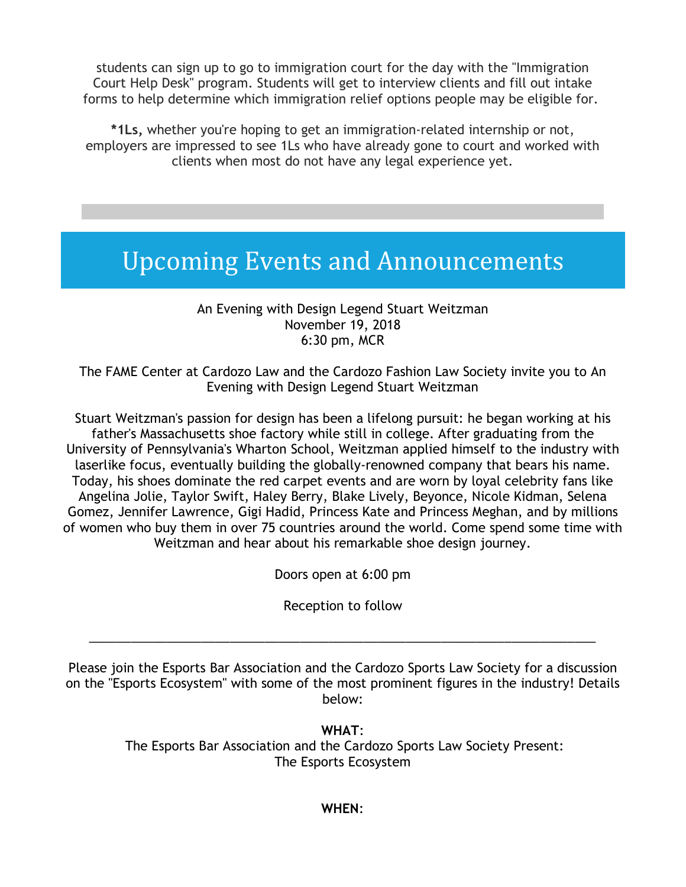students can sign up to go to immigration court for the day with the "Immigration Court Help Desk" program. Students will get to interview clients and fill out intake forms to help determine which immigration relief options people may be eligible for.

***1Ls,** whether you're hoping to get an immigration-related internship or not, employers are impressed to see 1Ls who have already gone to court and worked with clients when most do not have any legal experience yet.

## Upcoming Events and Announcements

An Evening with Design Legend Stuart Weitzman
November 19, 2018
6:30 pm, MCR

The FAME Center at Cardozo Law and the Cardozo Fashion Law Society invite you to An Evening with Design Legend Stuart Weitzman

Stuart Weitzman's passion for design has been a lifelong pursuit: he began working at his father's Massachusetts shoe factory while still in college. After graduating from the University of Pennsylvania's Wharton School, Weitzman applied himself to the industry with laserlike focus, eventually building the globally-renowned company that bears his name. Today, his shoes dominate the red carpet events and are worn by loyal celebrity fans like Angelina Jolie, Taylor Swift, Haley Berry, Blake Lively, Beyonce, Nicole Kidman, Selena Gomez, Jennifer Lawrence, Gigi Hadid, Princess Kate and Princess Meghan, and by millions of women who buy them in over 75 countries around the world. Come spend some time with Weitzman and hear about his remarkable shoe design journey.

Doors open at 6:00 pm

Reception to follow

---

Please join the Esports Bar Association and the Cardozo Sports Law Society for a discussion on the "Esports Ecosystem" with some of the most prominent figures in the industry! Details below:

**WHAT**:
The Esports Bar Association and the Cardozo Sports Law Society Present:
The Esports Ecosystem

**WHEN**: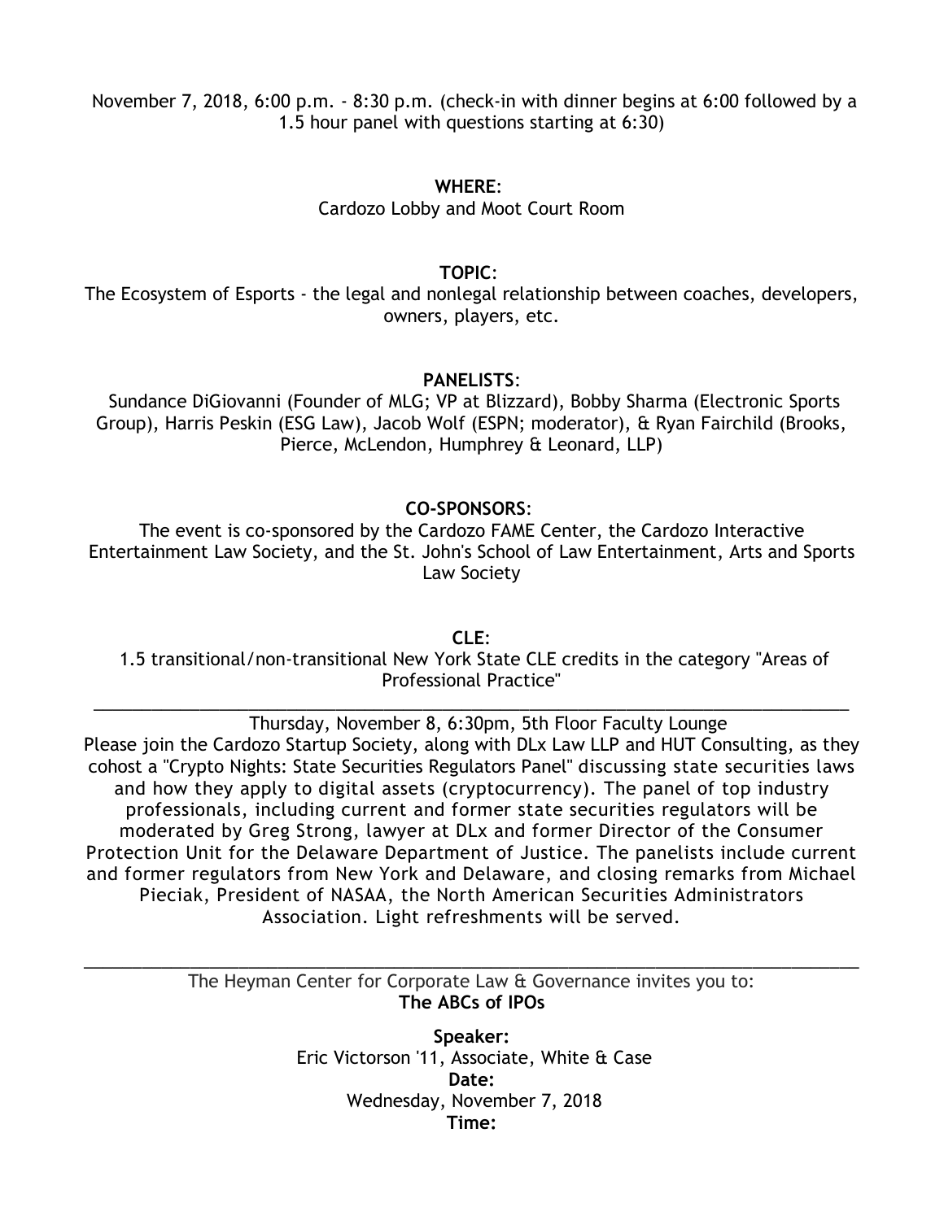November 7, 2018, 6:00 p.m. - 8:30 p.m. (check-in with dinner begins at 6:00 followed by a 1.5 hour panel with questions starting at 6:30)

**WHERE**:
Cardozo Lobby and Moot Court Room

**TOPIC**:
The Ecosystem of Esports - the legal and nonlegal relationship between coaches, developers, owners, players, etc.

**PANELISTS**:
Sundance DiGiovanni (Founder of MLG; VP at Blizzard), Bobby Sharma (Electronic Sports Group), Harris Peskin (ESG Law), Jacob Wolf (ESPN; moderator), & Ryan Fairchild (Brooks, Pierce, McLendon, Humphrey & Leonard, LLP)

**CO-SPONSORS**:
The event is co-sponsored by the Cardozo FAME Center, the Cardozo Interactive Entertainment Law Society, and the St. John's School of Law Entertainment, Arts and Sports Law Society

**CLE**:
1.5 transitional/non-transitional New York State CLE credits in the category "Areas of Professional Practice"

---

Thursday, November 8, 6:30pm, 5th Floor Faculty Lounge
Please join the Cardozo Startup Society, along with DLx Law LLP and HUT Consulting, as they cohost a "Crypto Nights: State Securities Regulators Panel" discussing state securities laws and how they apply to digital assets (cryptocurrency). The panel of top industry professionals, including current and former state securities regulators will be moderated by Greg Strong, lawyer at DLx and former Director of the Consumer Protection Unit for the Delaware Department of Justice. The panelists include current and former regulators from New York and Delaware, and closing remarks from Michael Pieciak, President of NASAA, the North American Securities Administrators Association. Light refreshments will be served.

---

The Heyman Center for Corporate Law & Governance invites you to:
**The ABCs of IPOs**

**Speaker:**
Eric Victorson '11, Associate, White & Case
**Date:**
Wednesday, November 7, 2018
**Time:**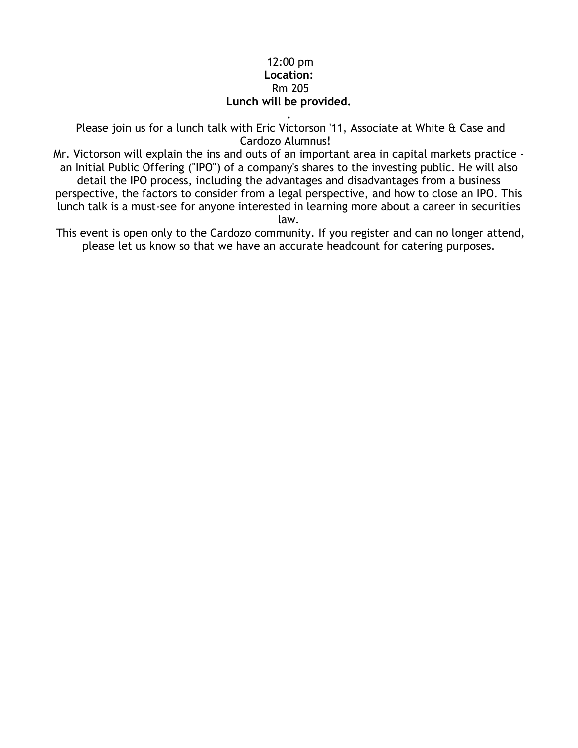12:00 pm

**Location:**

Rm 205

**Lunch will be provided.**

.

Please join us for a lunch talk with Eric Victorson '11, Associate at White & Case and Cardozo Alumnus!

Mr. Victorson will explain the ins and outs of an important area in capital markets practice - an Initial Public Offering ("IPO") of a company's shares to the investing public. He will also detail the IPO process, including the advantages and disadvantages from a business perspective, the factors to consider from a legal perspective, and how to close an IPO. This lunch talk is a must-see for anyone interested in learning more about a career in securities law.

This event is open only to the Cardozo community. If you register and can no longer attend, please let us know so that we have an accurate headcount for catering purposes.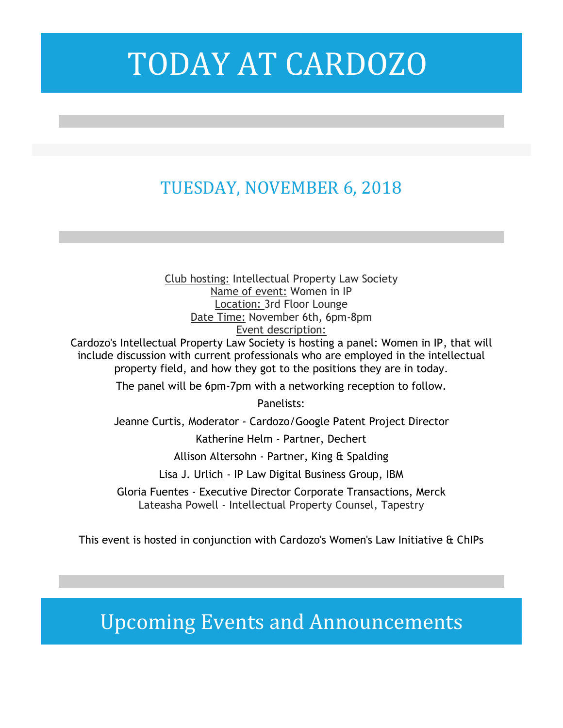# TODAY AT CARDOZO

## TUESDAY, NOVEMBER 6, 2018

Club hosting: Intellectual Property Law Society
Name of event: Women in IP
Location: 3rd Floor Lounge
Date Time: November 6th, 6pm-8pm
Event description:
Cardozo's Intellectual Property Law Society is hosting a panel: Women in IP, that will include discussion with current professionals who are employed in the intellectual property field, and how they got to the positions they are in today.

The panel will be 6pm-7pm with a networking reception to follow.

Panelists:

Jeanne Curtis, Moderator - Cardozo/Google Patent Project Director

Katherine Helm - Partner, Dechert

Allison Altersohn - Partner, King & Spalding

Lisa J. Urlich - IP Law Digital Business Group, IBM

Gloria Fuentes - Executive Director Corporate Transactions, Merck
Lateasha Powell - Intellectual Property Counsel, Tapestry

This event is hosted in conjunction with Cardozo's Women's Law Initiative & ChIPs

# Upcoming Events and Announcements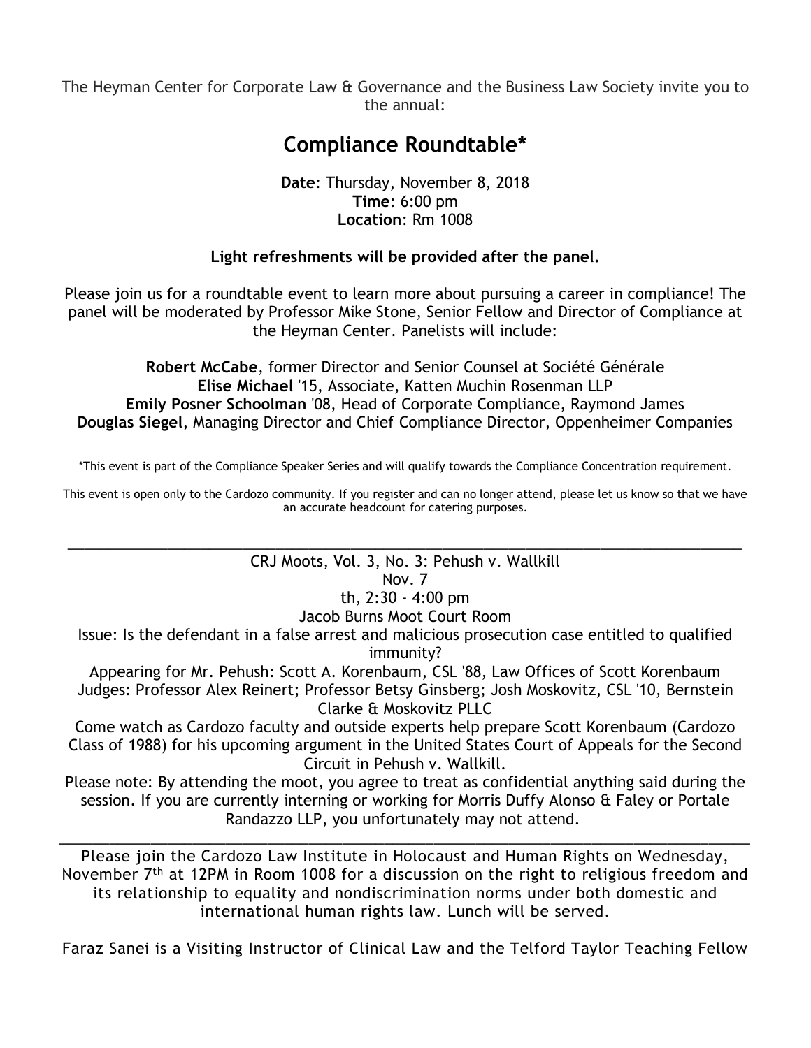The Heyman Center for Corporate Law & Governance and the Business Law Society invite you to the annual:

## Compliance Roundtable*

**Date**: Thursday, November 8, 2018
**Time**: 6:00 pm
**Location**: Rm 1008

**Light refreshments will be provided after the panel.**

Please join us for a roundtable event to learn more about pursuing a career in compliance! The panel will be moderated by Professor Mike Stone, Senior Fellow and Director of Compliance at the Heyman Center. Panelists will include:

**Robert McCabe**, former Director and Senior Counsel at Société Générale
**Elise Michael** '15, Associate, Katten Muchin Rosenman LLP
**Emily Posner Schoolman** '08, Head of Corporate Compliance, Raymond James
**Douglas Siegel**, Managing Director and Chief Compliance Director, Oppenheimer Companies

*This event is part of the Compliance Speaker Series and will qualify towards the Compliance Concentration requirement.

This event is open only to the Cardozo community. If you register and can no longer attend, please let us know so that we have an accurate headcount for catering purposes.

---

CRJ Moots, Vol. 3, No. 3: Pehush v. Wallkill
Nov. 7th, 2:30 - 4:00 pm
Jacob Burns Moot Court Room
Issue: Is the defendant in a false arrest and malicious prosecution case entitled to qualified immunity?
Appearing for Mr. Pehush: Scott A. Korenbaum, CSL '88, Law Offices of Scott Korenbaum
Judges: Professor Alex Reinert; Professor Betsy Ginsberg; Josh Moskovitz, CSL '10, Bernstein Clarke & Moskovitz PLLC
Come watch as Cardozo faculty and outside experts help prepare Scott Korenbaum (Cardozo Class of 1988) for his upcoming argument in the United States Court of Appeals for the Second Circuit in Pehush v. Wallkill.
Please note: By attending the moot, you agree to treat as confidential anything said during the session. If you are currently interning or working for Morris Duffy Alonso & Faley or Portale Randazzo LLP, you unfortunately may not attend.

---

Please join the Cardozo Law Institute in Holocaust and Human Rights on Wednesday, November 7th at 12PM in Room 1008 for a discussion on the right to religious freedom and its relationship to equality and nondiscrimination norms under both domestic and international human rights law. Lunch will be served.

Faraz Sanei is a Visiting Instructor of Clinical Law and the Telford Taylor Teaching Fellow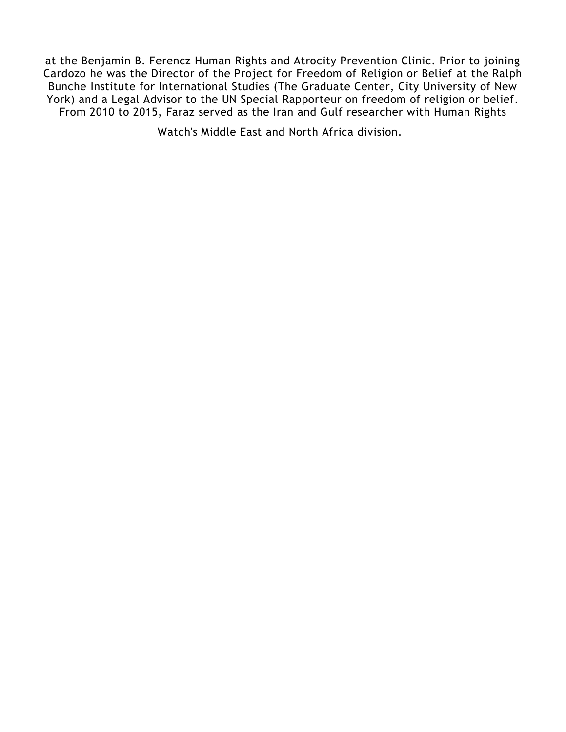at the Benjamin B. Ferencz Human Rights and Atrocity Prevention Clinic. Prior to joining Cardozo he was the Director of the Project for Freedom of Religion or Belief at the Ralph Bunche Institute for International Studies (The Graduate Center, City University of New York) and a Legal Advisor to the UN Special Rapporteur on freedom of religion or belief. From 2010 to 2015, Faraz served as the Iran and Gulf researcher with Human Rights Watch's Middle East and North Africa division.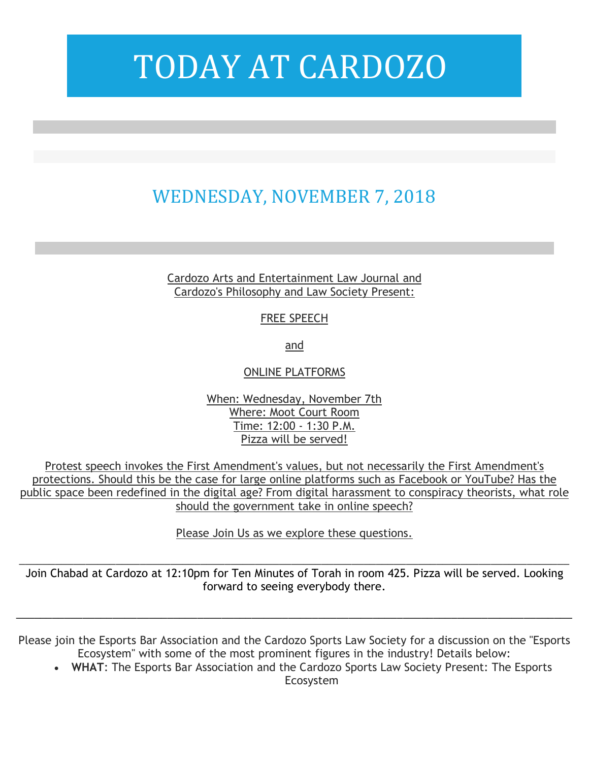# TODAY AT CARDOZO

## WEDNESDAY, NOVEMBER 7, 2018

Cardozo Arts and Entertainment Law Journal and
Cardozo's Philosophy and Law Society Present:

FREE SPEECH

and

ONLINE PLATFORMS

When: Wednesday, November 7th
Where: Moot Court Room
Time: 12:00 - 1:30 P.M.
Pizza will be served!

Protest speech invokes the First Amendment's values, but not necessarily the First Amendment's protections. Should this be the case for large online platforms such as Facebook or YouTube? Has the public space been redefined in the digital age? From digital harassment to conspiracy theorists, what role should the government take in online speech?

Please Join Us as we explore these questions.

---

Join Chabad at Cardozo at 12:10pm for Ten Minutes of Torah in room 425. Pizza will be served. Looking forward to seeing everybody there.

---

Please join the Esports Bar Association and the Cardozo Sports Law Society for a discussion on the "Esports Ecosystem" with some of the most prominent figures in the industry! Details below:

- **WHAT**: The Esports Bar Association and the Cardozo Sports Law Society Present: The Esports Ecosystem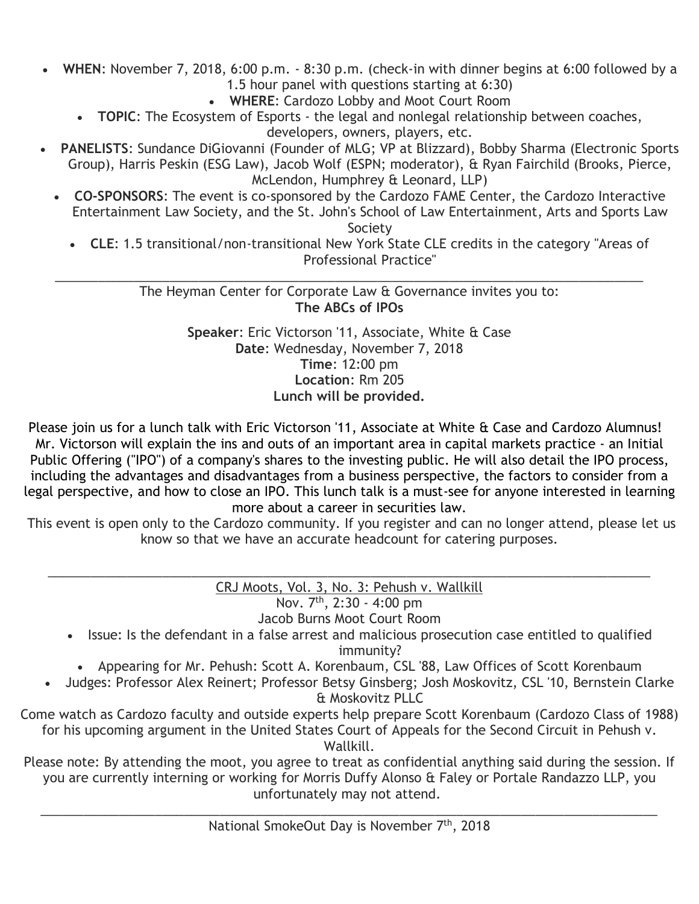- **WHEN**: November 7, 2018, 6:00 p.m. - 8:30 p.m. (check-in with dinner begins at 6:00 followed by a 1.5 hour panel with questions starting at 6:30)
- **WHERE**: Cardozo Lobby and Moot Court Room
- **TOPIC**: The Ecosystem of Esports - the legal and nonlegal relationship between coaches, developers, owners, players, etc.
- **PANELISTS**: Sundance DiGiovanni (Founder of MLG; VP at Blizzard), Bobby Sharma (Electronic Sports Group), Harris Peskin (ESG Law), Jacob Wolf (ESPN; moderator), & Ryan Fairchild (Brooks, Pierce, McLendon, Humphrey & Leonard, LLP)
- **CO-SPONSORS**: The event is co-sponsored by the Cardozo FAME Center, the Cardozo Interactive Entertainment Law Society, and the St. John's School of Law Entertainment, Arts and Sports Law Society
- **CLE**: 1.5 transitional/non-transitional New York State CLE credits in the category "Areas of Professional Practice"

---

The Heyman Center for Corporate Law & Governance invites you to:

**The ABCs of IPOs**

**Speaker**: Eric Victorson '11, Associate, White & Case
**Date**: Wednesday, November 7, 2018
**Time**: 12:00 pm
**Location**: Rm 205
**Lunch will be provided.**

Please join us for a lunch talk with Eric Victorson '11, Associate at White & Case and Cardozo Alumnus! Mr. Victorson will explain the ins and outs of an important area in capital markets practice - an Initial Public Offering ("IPO") of a company's shares to the investing public. He will also detail the IPO process, including the advantages and disadvantages from a business perspective, the factors to consider from a legal perspective, and how to close an IPO. This lunch talk is a must-see for anyone interested in learning more about a career in securities law.

This event is open only to the Cardozo community. If you register and can no longer attend, please let us know so that we have an accurate headcount for catering purposes.

---

CRJ Moots, Vol. 3, No. 3: Pehush v. Wallkill

Nov. 7th, 2:30 - 4:00 pm

Jacob Burns Moot Court Room

- Issue: Is the defendant in a false arrest and malicious prosecution case entitled to qualified immunity?
- Appearing for Mr. Pehush: Scott A. Korenbaum, CSL '88, Law Offices of Scott Korenbaum
- Judges: Professor Alex Reinert; Professor Betsy Ginsberg; Josh Moskovitz, CSL '10, Bernstein Clarke & Moskovitz PLLC

Come watch as Cardozo faculty and outside experts help prepare Scott Korenbaum (Cardozo Class of 1988) for his upcoming argument in the United States Court of Appeals for the Second Circuit in Pehush v. Wallkill.

Please note: By attending the moot, you agree to treat as confidential anything said during the session. If you are currently interning or working for Morris Duffy Alonso & Faley or Portale Randazzo LLP, you unfortunately may not attend.

---

National SmokeOut Day is November 7th, 2018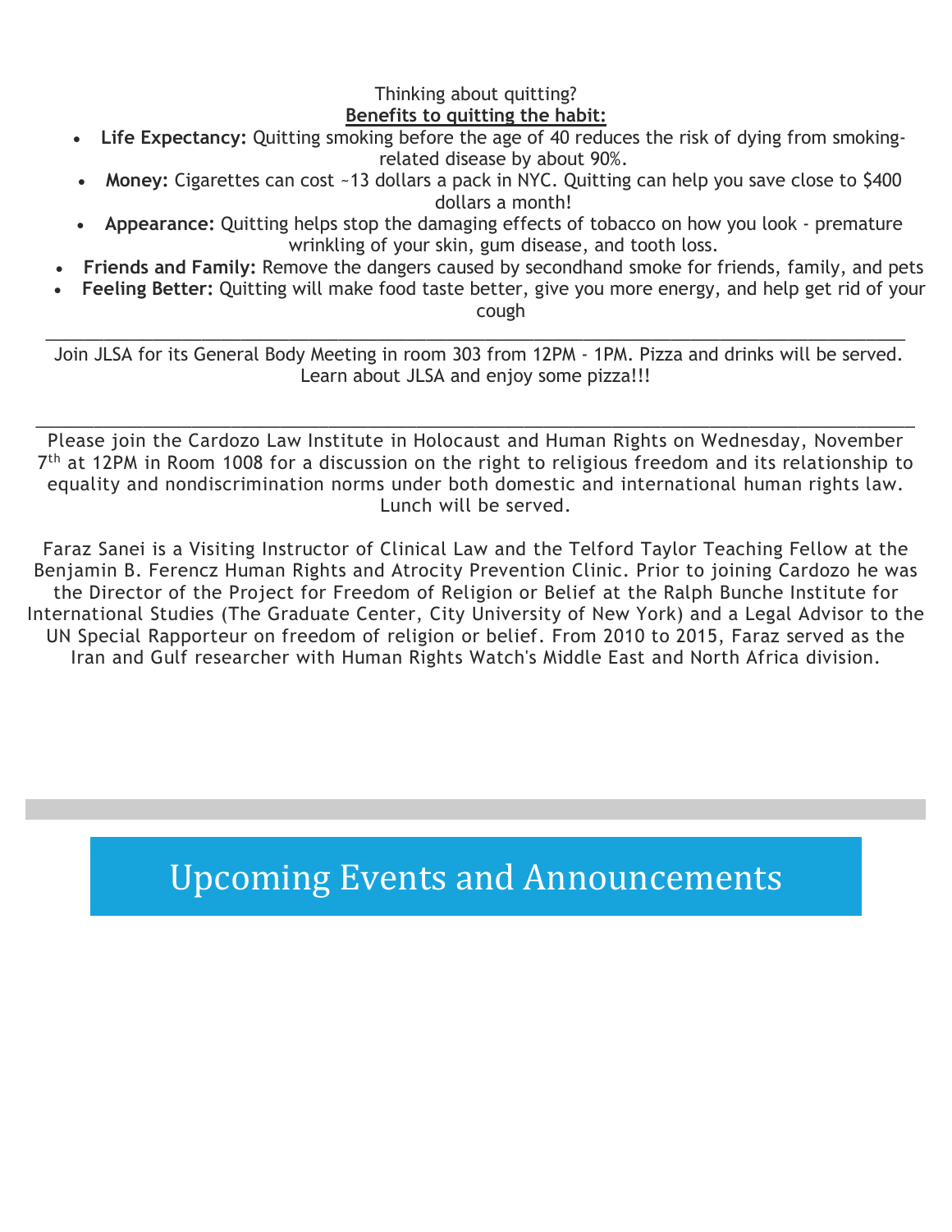Thinking about quitting?

**Benefits to quitting the habit:**

- **Life Expectancy:** Quitting smoking before the age of 40 reduces the risk of dying from smoking-related disease by about 90%.
- **Money:** Cigarettes can cost ~13 dollars a pack in NYC. Quitting can help you save close to $400 dollars a month!
- **Appearance:** Quitting helps stop the damaging effects of tobacco on how you look - premature wrinkling of your skin, gum disease, and tooth loss.
- **Friends and Family:** Remove the dangers caused by secondhand smoke for friends, family, and pets
- **Feeling Better:** Quitting will make food taste better, give you more energy, and help get rid of your cough

---

Join JLSA for its General Body Meeting in room 303 from 12PM - 1PM. Pizza and drinks will be served. Learn about JLSA and enjoy some pizza!!!

---

Please join the Cardozo Law Institute in Holocaust and Human Rights on Wednesday, November 7th at 12PM in Room 1008 for a discussion on the right to religious freedom and its relationship to equality and nondiscrimination norms under both domestic and international human rights law. Lunch will be served.

Faraz Sanei is a Visiting Instructor of Clinical Law and the Telford Taylor Teaching Fellow at the Benjamin B. Ferencz Human Rights and Atrocity Prevention Clinic. Prior to joining Cardozo he was the Director of the Project for Freedom of Religion or Belief at the Ralph Bunche Institute for International Studies (The Graduate Center, City University of New York) and a Legal Advisor to the UN Special Rapporteur on freedom of religion or belief. From 2010 to 2015, Faraz served as the Iran and Gulf researcher with Human Rights Watch's Middle East and North Africa division.

# Upcoming Events and Announcements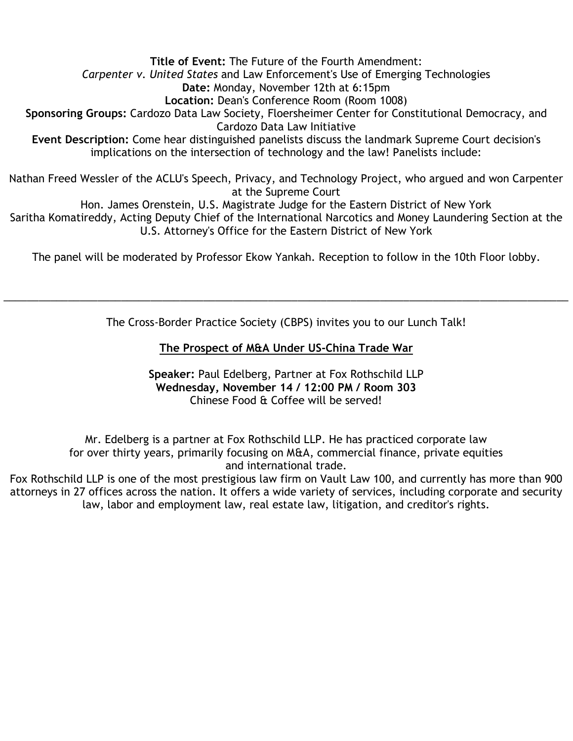**Title of Event:** The Future of the Fourth Amendment:
*Carpenter v. United States* and Law Enforcement's Use of Emerging Technologies
**Date:** Monday, November 12th at 6:15pm
**Location:** Dean's Conference Room (Room 1008)
**Sponsoring Groups:** Cardozo Data Law Society, Floersheimer Center for Constitutional Democracy, and Cardozo Data Law Initiative
**Event Description:** Come hear distinguished panelists discuss the landmark Supreme Court decision's implications on the intersection of technology and the law! Panelists include:

Nathan Freed Wessler of the ACLU's Speech, Privacy, and Technology Project, who argued and won Carpenter at the Supreme Court
Hon. James Orenstein, U.S. Magistrate Judge for the Eastern District of New York
Saritha Komatireddy, Acting Deputy Chief of the International Narcotics and Money Laundering Section at the U.S. Attorney's Office for the Eastern District of New York

The panel will be moderated by Professor Ekow Yankah. Reception to follow in the 10th Floor lobby.

---

The Cross-Border Practice Society (CBPS) invites you to our Lunch Talk!

**The Prospect of M&A Under US-China Trade War**

**Speaker:** Paul Edelberg, Partner at Fox Rothschild LLP
**Wednesday, November 14 / 12:00 PM / Room 303**
Chinese Food & Coffee will be served!

Mr. Edelberg is a partner at Fox Rothschild LLP. He has practiced corporate law for over thirty years, primarily focusing on M&A, commercial finance, private equities and international trade.
Fox Rothschild LLP is one of the most prestigious law firm on Vault Law 100, and currently has more than 900 attorneys in 27 offices across the nation. It offers a wide variety of services, including corporate and security law, labor and employment law, real estate law, litigation, and creditor's rights.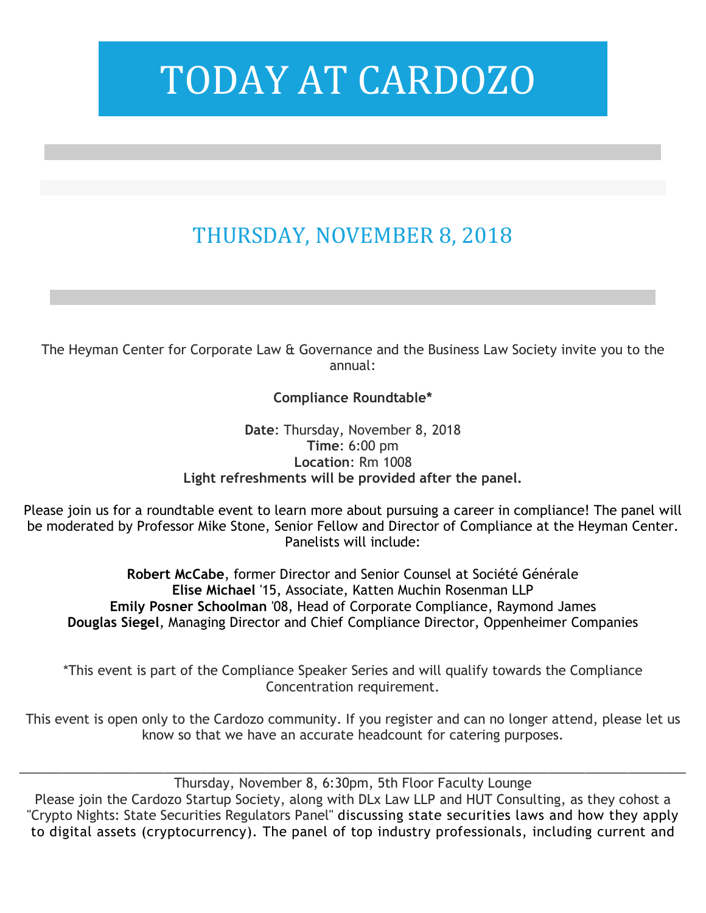# TODAY AT CARDOZO

## THURSDAY, NOVEMBER 8, 2018

The Heyman Center for Corporate Law & Governance and the Business Law Society invite you to the annual:

**Compliance Roundtable***

**Date**: Thursday, November 8, 2018
**Time**: 6:00 pm
**Location**: Rm 1008
**Light refreshments will be provided after the panel.**

Please join us for a roundtable event to learn more about pursuing a career in compliance! The panel will be moderated by Professor Mike Stone, Senior Fellow and Director of Compliance at the Heyman Center. Panelists will include:

**Robert McCabe**, former Director and Senior Counsel at Société Générale
**Elise Michael** '15, Associate, Katten Muchin Rosenman LLP
**Emily Posner Schoolman** '08, Head of Corporate Compliance, Raymond James
**Douglas Siegel**, Managing Director and Chief Compliance Director, Oppenheimer Companies

*This event is part of the Compliance Speaker Series and will qualify towards the Compliance Concentration requirement.

This event is open only to the Cardozo community. If you register and can no longer attend, please let us know so that we have an accurate headcount for catering purposes.

---

Thursday, November 8, 6:30pm, 5th Floor Faculty Lounge
Please join the Cardozo Startup Society, along with DLx Law LLP and HUT Consulting, as they cohost a "Crypto Nights: State Securities Regulators Panel" discussing state securities laws and how they apply to digital assets (cryptocurrency). The panel of top industry professionals, including current and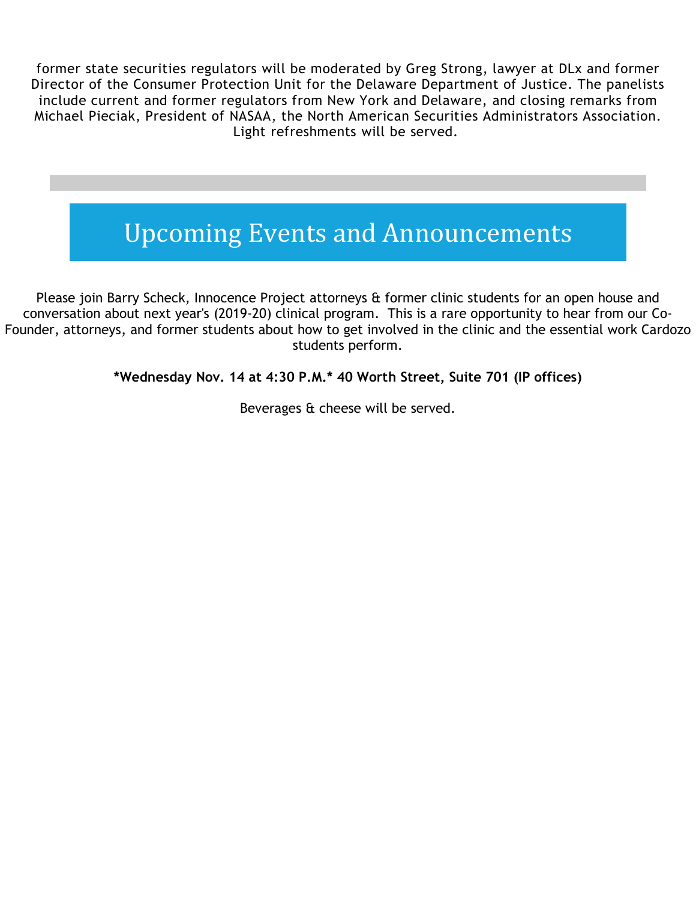former state securities regulators will be moderated by Greg Strong, lawyer at DLx and former Director of the Consumer Protection Unit for the Delaware Department of Justice. The panelists include current and former regulators from New York and Delaware, and closing remarks from Michael Pieciak, President of NASAA, the North American Securities Administrators Association. Light refreshments will be served.

---

## Upcoming Events and Announcements

Please join Barry Scheck, Innocence Project attorneys & former clinic students for an open house and conversation about next year's (2019-20) clinical program. This is a rare opportunity to hear from our Co-Founder, attorneys, and former students about how to get involved in the clinic and the essential work Cardozo students perform.

**\*Wednesday Nov. 14 at 4:30 P.M.\* 40 Worth Street, Suite 701 (IP offices)**

Beverages & cheese will be served.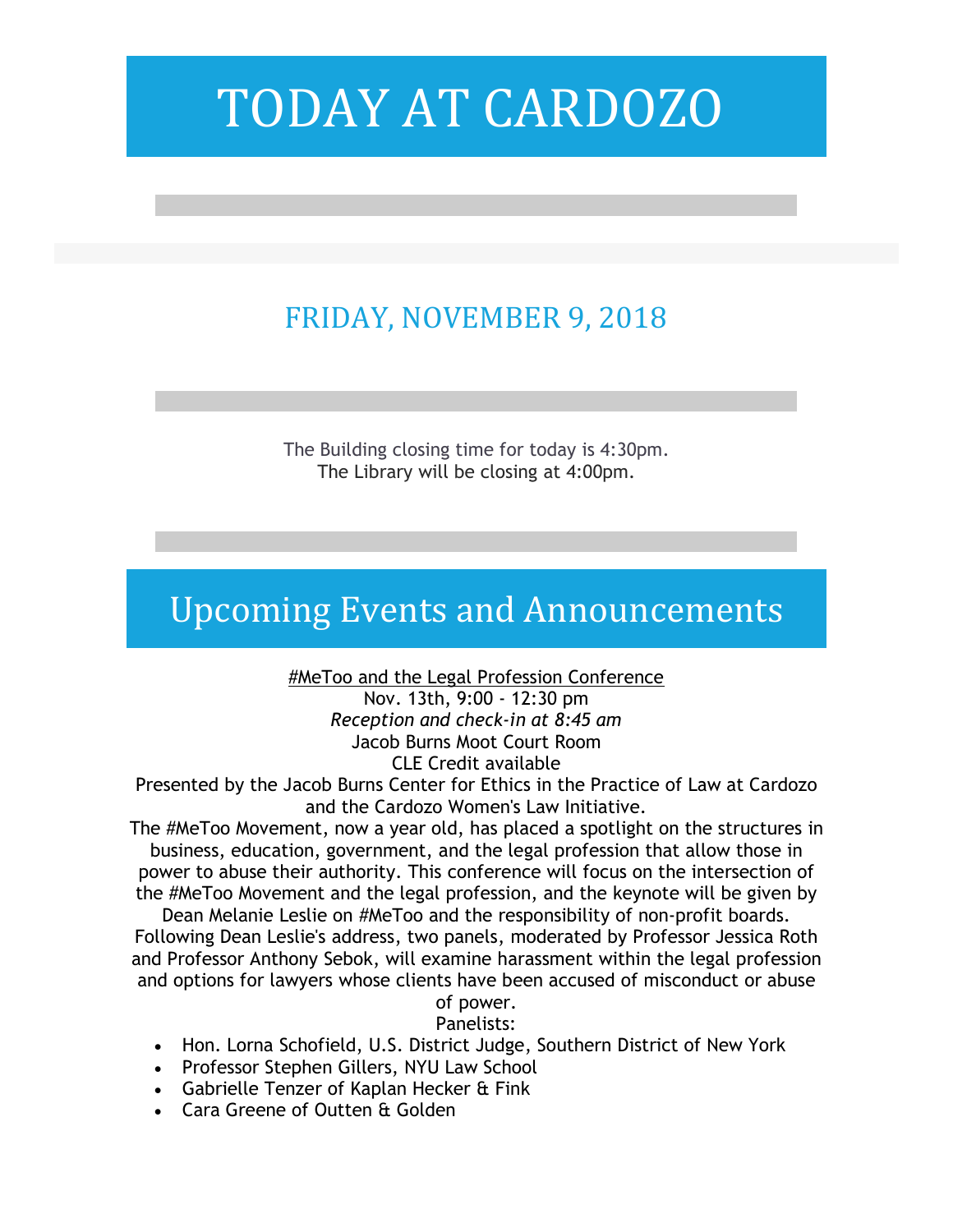# TODAY AT CARDOZO

## FRIDAY, NOVEMBER 9, 2018

The Building closing time for today is 4:30pm.
The Library will be closing at 4:00pm.

# Upcoming Events and Announcements

#MeToo and the Legal Profession Conference

Nov. 13th, 9:00 - 12:30 pm

*Reception and check-in at 8:45 am*

Jacob Burns Moot Court Room

CLE Credit available

Presented by the Jacob Burns Center for Ethics in the Practice of Law at Cardozo and the Cardozo Women's Law Initiative.

The #MeToo Movement, now a year old, has placed a spotlight on the structures in business, education, government, and the legal profession that allow those in power to abuse their authority. This conference will focus on the intersection of the #MeToo Movement and the legal profession, and the keynote will be given by Dean Melanie Leslie on #MeToo and the responsibility of non-profit boards. Following Dean Leslie's address, two panels, moderated by Professor Jessica Roth and Professor Anthony Sebok, will examine harassment within the legal profession and options for lawyers whose clients have been accused of misconduct or abuse of power.

Panelists:

- Hon. Lorna Schofield, U.S. District Judge, Southern District of New York
- Professor Stephen Gillers, NYU Law School
- Gabrielle Tenzer of Kaplan Hecker & Fink
- Cara Greene of Outten & Golden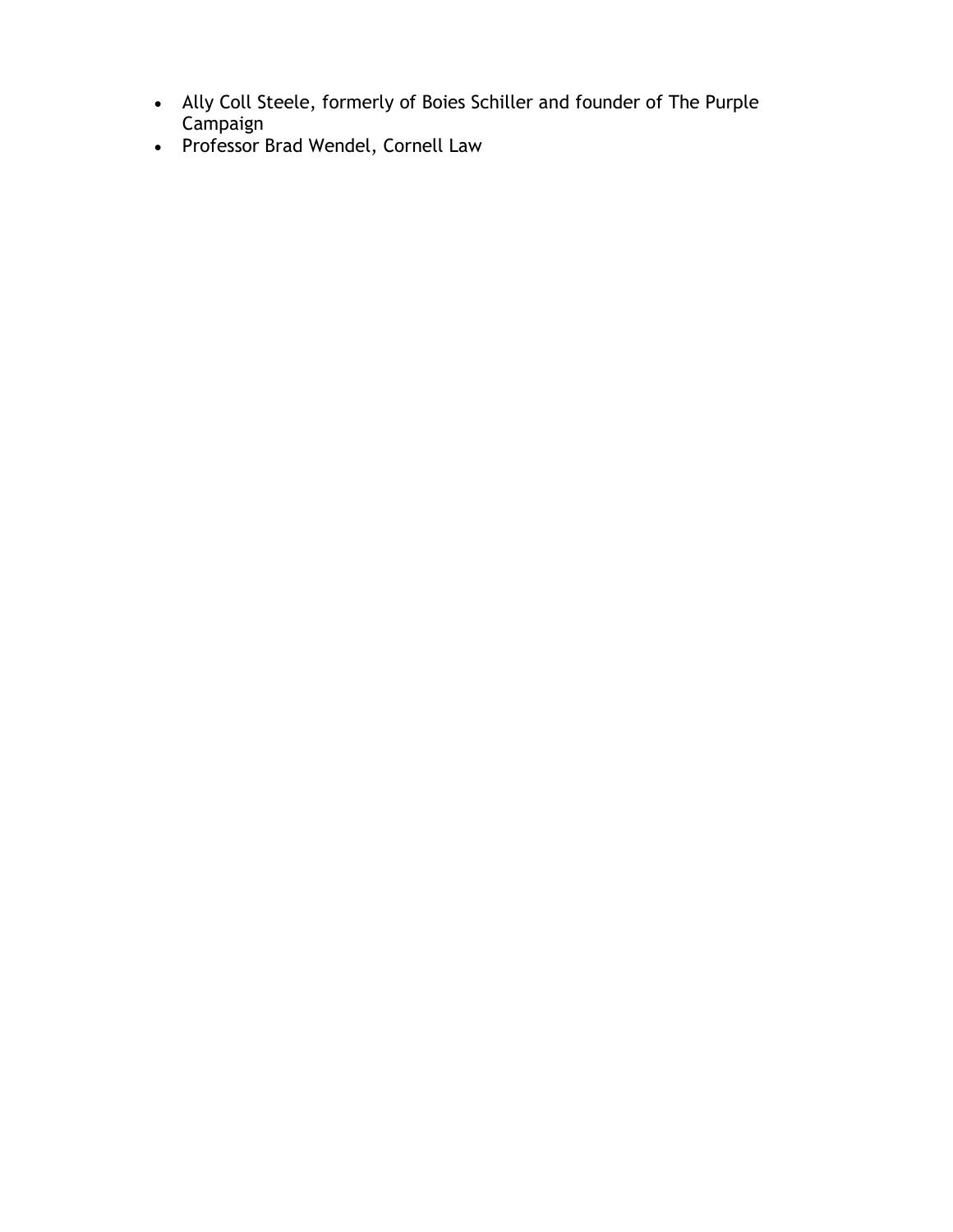- Ally Coll Steele, formerly of Boies Schiller and founder of The Purple Campaign
- Professor Brad Wendel, Cornell Law